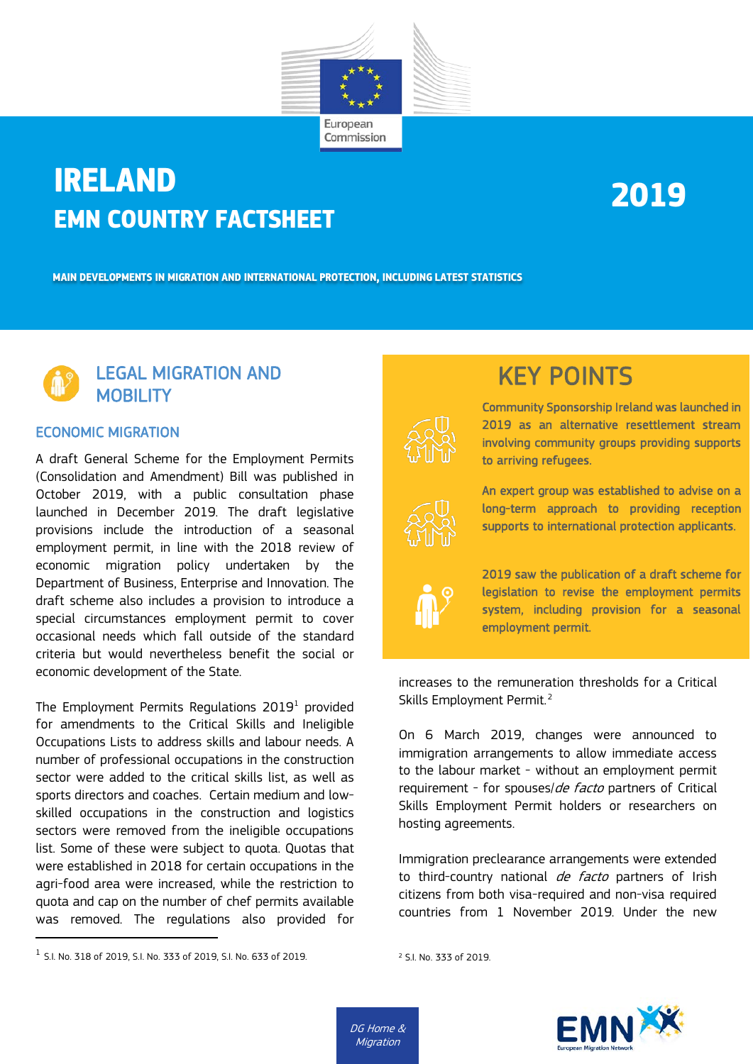# IRELAND

## EMN COUNTRY FACTSHEET

2019

MAIN DEVELOPMENTS IN MIGRATION AND INTERNATIONAL PROTECTION, INCLUDING LATEST STATISTICS

## KEY POINTS

Community Sponsorship Ireland was launched in 2019 as an alternative resettlement stream involving community groups providing supports to arriving refugees.

An expert group was established to advise on a long-term approach to providing reception supports to international protection applicants.

2019 saw the publication of a draft scheme for legislation to revise the employment permits system, including provision for a seasonal employment permit.

## LEGAL MIGRATION AND MOBILITY

### ECONOMIC MIGRATION

A draft General Scheme for the Employment Permits (Consolidation and Amendment) Bill was published in October 2019, with a public consultation phase launched in December 2019. The draft legislative provisions include the introduction of a seasonal employment permit, in line with the 2018 review of economic migration policy undertaken by the Department of Business, Enterprise and Innovation. The draft scheme also includes a provision to introduce a special circumstances employment permit to cover occasional needs which fall outside of the standard criteria but would nevertheless benefit the social or economic development of the State.

The Employment Permits Regulations 2019[1] provided for amendments to the Critical Skills and Ineligible Occupations Lists to address skills and labour needs. A number of professional occupations in the construction sector were added to the critical skills list, as well as sports directors and coaches. Certain medium and low-skilled occupations in the construction and logistics sectors were removed from the ineligible occupations list. Some of these were subject to quota. Quotas that were established in 2018 for certain occupations in the agri-food area were increased, while the restriction to quota and cap on the number of chef permits available was removed. The regulations also provided for increases to the remuneration thresholds for a Critical Skills Employment Permit.[2]

On 6 March 2019, changes were announced to immigration arrangements to allow immediate access to the labour market - without an employment permit requirement - for spouses/*de facto* partners of Critical Skills Employment Permit holders or researchers on hosting agreements.

Immigration preclearance arrangements were extended to third-country national *de facto* partners of Irish citizens from both visa-required and non-visa required countries from 1 November 2019. Under the new

[1] S.I. No. 318 of 2019, S.I. No. 333 of 2019, S.I. No. 633 of 2019.

[2] S.I. No. 333 of 2019.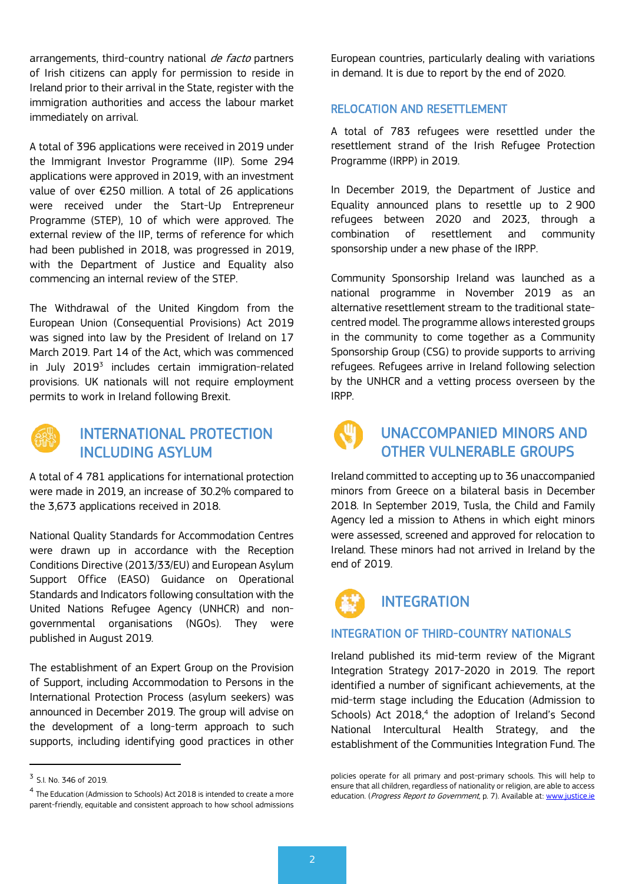arrangements, third-country national *de facto* partners of Irish citizens can apply for permission to reside in Ireland prior to their arrival in the State, register with the immigration authorities and access the labour market immediately on arrival.

A total of 396 applications were received in 2019 under the Immigrant Investor Programme (IIP). Some 294 applications were approved in 2019, with an investment value of over €250 million. A total of 26 applications were received under the Start-Up Entrepreneur Programme (STEP), 10 of which were approved. The external review of the IIP, terms of reference for which had been published in 2018, was progressed in 2019, with the Department of Justice and Equality also commencing an internal review of the STEP.

The Withdrawal of the United Kingdom from the European Union (Consequential Provisions) Act 2019 was signed into law by the President of Ireland on 17 March 2019. Part 14 of the Act, which was commenced in July 2019[3] includes certain immigration-related provisions. UK nationals will not require employment permits to work in Ireland following Brexit.

## INTERNATIONAL PROTECTION INCLUDING ASYLUM

A total of 4 781 applications for international protection were made in 2019, an increase of 30.2% compared to the 3,673 applications received in 2018.

National Quality Standards for Accommodation Centres were drawn up in accordance with the Reception Conditions Directive (2013/33/EU) and European Asylum Support Office (EASO) Guidance on Operational Standards and Indicators following consultation with the United Nations Refugee Agency (UNHCR) and non-governmental organisations (NGOs). They were published in August 2019.

The establishment of an Expert Group on the Provision of Support, including Accommodation to Persons in the International Protection Process (asylum seekers) was announced in December 2019. The group will advise on the development of a long-term approach to such supports, including identifying good practices in other European countries, particularly dealing with variations in demand. It is due to report by the end of 2020.

### RELOCATION AND RESETTLEMENT

A total of 783 refugees were resettled under the resettlement strand of the Irish Refugee Protection Programme (IRPP) in 2019.

In December 2019, the Department of Justice and Equality announced plans to resettle up to 2 900 refugees between 2020 and 2023, through a combination of resettlement and community sponsorship under a new phase of the IRPP.

Community Sponsorship Ireland was launched as a national programme in November 2019 as an alternative resettlement stream to the traditional state-centred model. The programme allows interested groups in the community to come together as a Community Sponsorship Group (CSG) to provide supports to arriving refugees. Refugees arrive in Ireland following selection by the UNHCR and a vetting process overseen by the IRPP.

## UNACCOMPANIED MINORS AND OTHER VULNERABLE GROUPS

Ireland committed to accepting up to 36 unaccompanied minors from Greece on a bilateral basis in December 2018. In September 2019, Tusla, the Child and Family Agency led a mission to Athens in which eight minors were assessed, screened and approved for relocation to Ireland. These minors had not arrived in Ireland by the end of 2019.

## INTEGRATION

### INTEGRATION OF THIRD-COUNTRY NATIONALS

Ireland published its mid-term review of the Migrant Integration Strategy 2017-2020 in 2019. The report identified a number of significant achievements, at the mid-term stage including the Education (Admission to Schools) Act 2018,[4] the adoption of Ireland's Second National Intercultural Health Strategy, and the establishment of the Communities Integration Fund. The

---

[3] S.I. No. 346 of 2019.

[4] The Education (Admission to Schools) Act 2018 is intended to create a more parent-friendly, equitable and consistent approach to how school admissions policies operate for all primary and post-primary schools. This will help to ensure that all children, regardless of nationality or religion, are able to access education. (*Progress Report to Government*, p. 7). Available at: www.justice.ie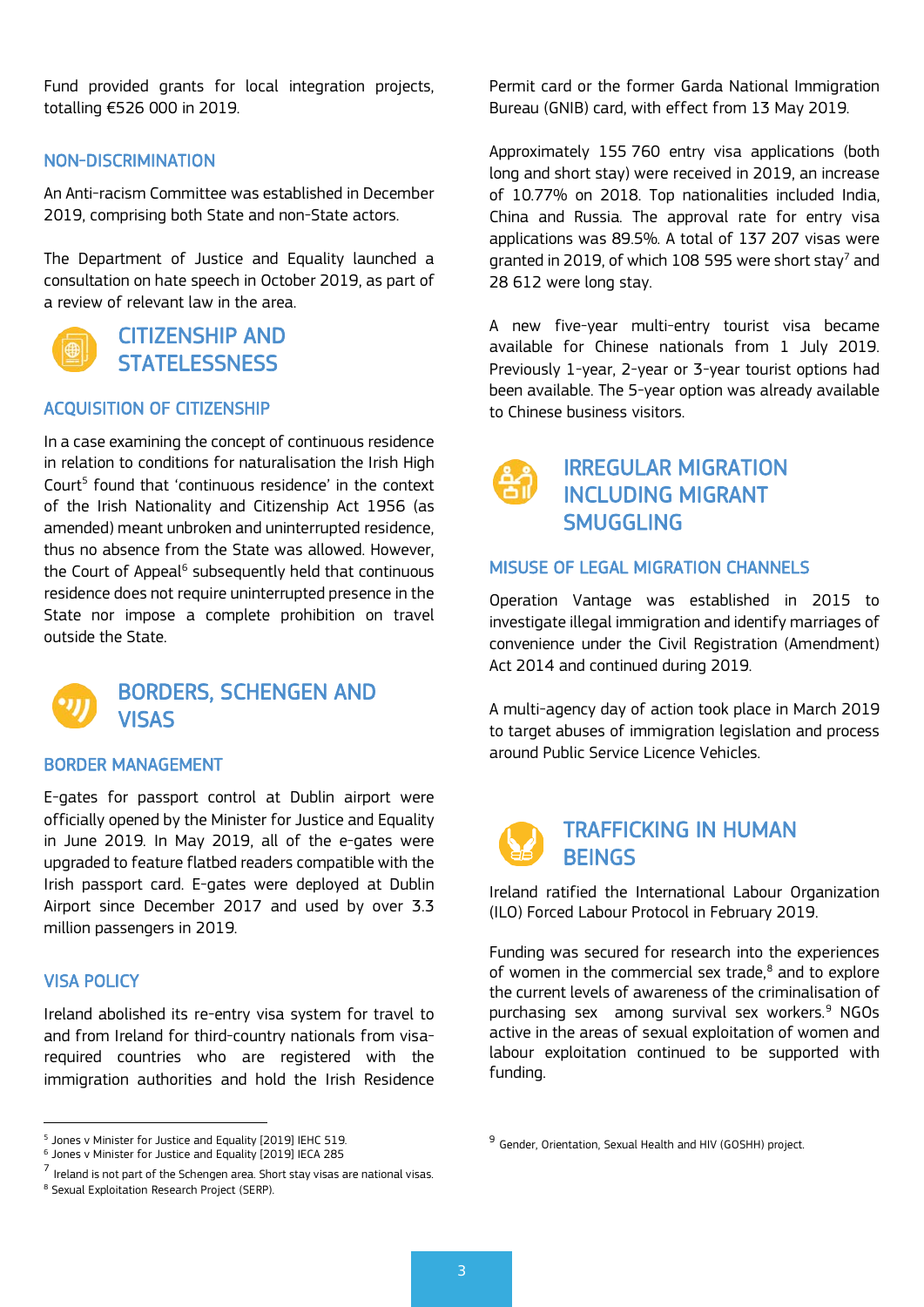Fund provided grants for local integration projects, totalling €526 000 in 2019.

### NON-DISCRIMINATION

An Anti-racism Committee was established in December 2019, comprising both State and non-State actors.

The Department of Justice and Equality launched a consultation on hate speech in October 2019, as part of a review of relevant law in the area.

## CITIZENSHIP AND STATELESSNESS

### ACQUISITION OF CITIZENSHIP

In a case examining the concept of continuous residence in relation to conditions for naturalisation the Irish High Court[5] found that 'continuous residence' in the context of the Irish Nationality and Citizenship Act 1956 (as amended) meant unbroken and uninterrupted residence, thus no absence from the State was allowed. However, the Court of Appeal[6] subsequently held that continuous residence does not require uninterrupted presence in the State nor impose a complete prohibition on travel outside the State.

## BORDERS, SCHENGEN AND VISAS

### BORDER MANAGEMENT

E-gates for passport control at Dublin airport were officially opened by the Minister for Justice and Equality in June 2019. In May 2019, all of the e-gates were upgraded to feature flatbed readers compatible with the Irish passport card. E-gates were deployed at Dublin Airport since December 2017 and used by over 3.3 million passengers in 2019.

### VISA POLICY

Ireland abolished its re-entry visa system for travel to and from Ireland for third-country nationals from visa-required countries who are registered with the immigration authorities and hold the Irish Residence Permit card or the former Garda National Immigration Bureau (GNIB) card, with effect from 13 May 2019.

Approximately 155 760 entry visa applications (both long and short stay) were received in 2019, an increase of 10.77% on 2018. Top nationalities included India, China and Russia. The approval rate for entry visa applications was 89.5%. A total of 137 207 visas were granted in 2019, of which 108 595 were short stay[7] and 28 612 were long stay.

A new five-year multi-entry tourist visa became available for Chinese nationals from 1 July 2019. Previously 1-year, 2-year or 3-year tourist options had been available. The 5-year option was already available to Chinese business visitors.

## IRREGULAR MIGRATION INCLUDING MIGRANT SMUGGLING

### MISUSE OF LEGAL MIGRATION CHANNELS

Operation Vantage was established in 2015 to investigate illegal immigration and identify marriages of convenience under the Civil Registration (Amendment) Act 2014 and continued during 2019.

A multi-agency day of action took place in March 2019 to target abuses of immigration legislation and process around Public Service Licence Vehicles.

## TRAFFICKING IN HUMAN BEINGS

Ireland ratified the International Labour Organization (ILO) Forced Labour Protocol in February 2019.

Funding was secured for research into the experiences of women in the commercial sex trade,[8] and to explore the current levels of awareness of the criminalisation of purchasing sex among survival sex workers.[9] NGOs active in the areas of sexual exploitation of women and labour exploitation continued to be supported with funding.

---

[5] Jones v Minister for Justice and Equality [2019] IEHC 519.

[6] Jones v Minister for Justice and Equality [2019] IECA 285

[7] Ireland is not part of the Schengen area. Short stay visas are national visas.

[8] Sexual Exploitation Research Project (SERP).

[9] Gender, Orientation, Sexual Health and HIV (GOSHH) project.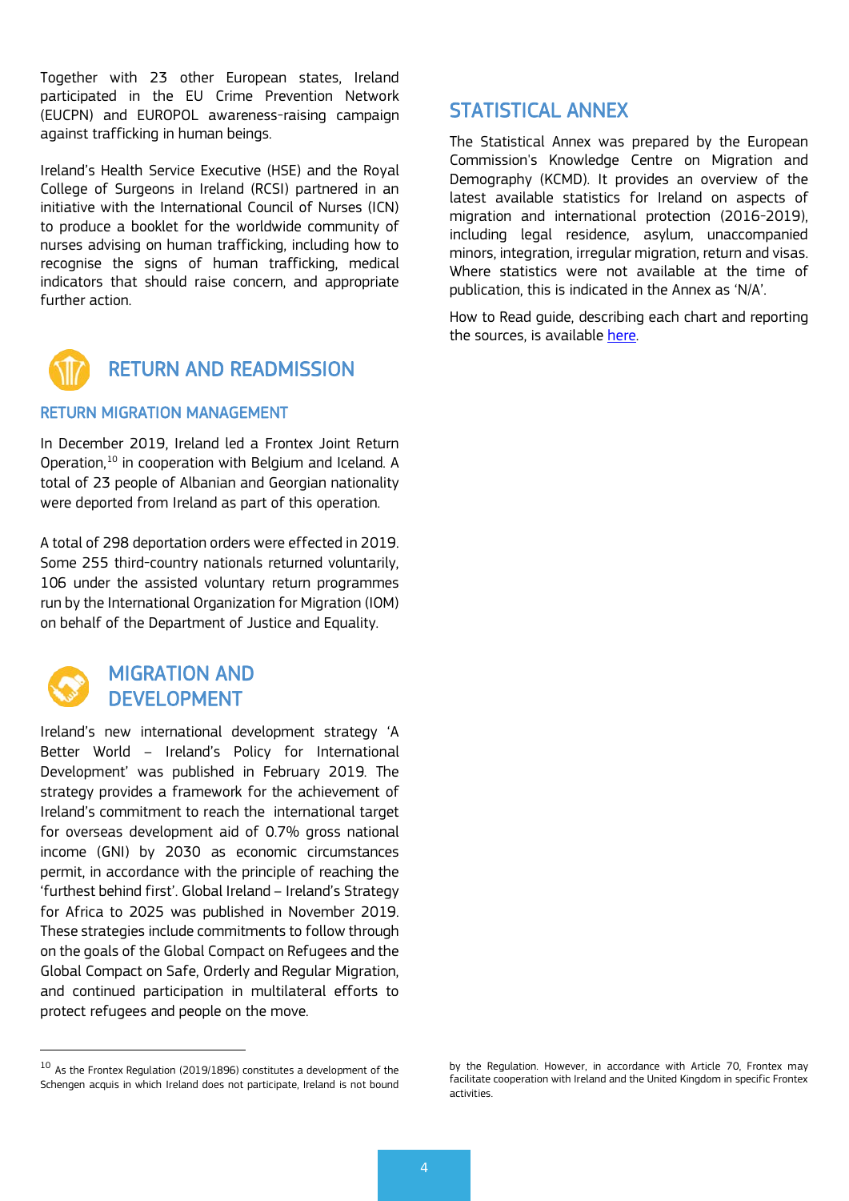Together with 23 other European states, Ireland participated in the EU Crime Prevention Network (EUCPN) and EUROPOL awareness-raising campaign against trafficking in human beings.

Ireland's Health Service Executive (HSE) and the Royal College of Surgeons in Ireland (RCSI) partnered in an initiative with the International Council of Nurses (ICN) to produce a booklet for the worldwide community of nurses advising on human trafficking, including how to recognise the signs of human trafficking, medical indicators that should raise concern, and appropriate further action.

## RETURN AND READMISSION

### RETURN MIGRATION MANAGEMENT

In December 2019, Ireland led a Frontex Joint Return Operation,[10] in cooperation with Belgium and Iceland. A total of 23 people of Albanian and Georgian nationality were deported from Ireland as part of this operation.

A total of 298 deportation orders were effected in 2019. Some 255 third-country nationals returned voluntarily, 106 under the assisted voluntary return programmes run by the International Organization for Migration (IOM) on behalf of the Department of Justice and Equality.

## MIGRATION AND DEVELOPMENT

Ireland's new international development strategy 'A Better World – Ireland's Policy for International Development' was published in February 2019. The strategy provides a framework for the achievement of Ireland's commitment to reach the international target for overseas development aid of 0.7% gross national income (GNI) by 2030 as economic circumstances permit, in accordance with the principle of reaching the 'furthest behind first'. Global Ireland – Ireland's Strategy for Africa to 2025 was published in November 2019. These strategies include commitments to follow through on the goals of the Global Compact on Refugees and the Global Compact on Safe, Orderly and Regular Migration, and continued participation in multilateral efforts to protect refugees and people on the move.

## STATISTICAL ANNEX

The Statistical Annex was prepared by the European Commission's Knowledge Centre on Migration and Demography (KCMD). It provides an overview of the latest available statistics for Ireland on aspects of migration and international protection (2016-2019), including legal residence, asylum, unaccompanied minors, integration, irregular migration, return and visas. Where statistics were not available at the time of publication, this is indicated in the Annex as 'N/A'.

How to Read guide, describing each chart and reporting the sources, is available here.

---

[10] As the Frontex Regulation (2019/1896) constitutes a development of the Schengen acquis in which Ireland does not participate, Ireland is not bound by the Regulation. However, in accordance with Article 70, Frontex may facilitate cooperation with Ireland and the United Kingdom in specific Frontex activities.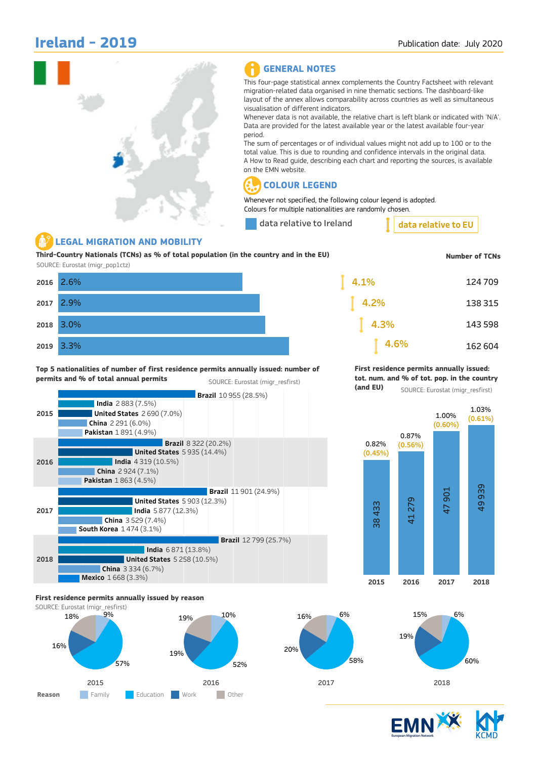# Ireland - 2019

Publication date: July 2020

## GENERAL NOTES

This four-page statistical annex complements the Country Factsheet with relevant migration-related data organised in nine thematic sections. The dashboard-like layout of the annex allows comparability across countries as well as simultaneous visualisation of different indicators.

Whenever data is not available, the relative chart is left blank or indicated with 'N/A'. Data are provided for the latest available year or the latest available four-year period.

The sum of percentages or of individual values might not add up to 100 or to the total value. This is due to rounding and confidence intervals in the original data.

A How to Read guide, describing each chart and reporting the sources, is available on the EMN website.

## COLOUR LEGEND

Whenever not specified, the following colour legend is adopted.
Colours for multiple nationalities are randomly chosen.

data relative to Ireland | data relative to EU

## LEGAL MIGRATION AND MOBILITY

**Third-Country Nationals (TCNs) as % of total population (in the country and in the EU)**

SOURCE: Eurostat (migr_pop1ctz)

| Year | Ireland | EU | Number of TCNs |
|---|---|---|---|
| 2016 | 2.6% | 4.1% | 124 709 |
| 2017 | 2.9% | 4.2% | 138 315 |
| 2018 | 3.0% | 4.3% | 143 598 |
| 2019 | 3.3% | 4.6% | 162 604 |

**Top 5 nationalities of number of first residence permits annually issued: number of permits and % of total annual permits**

SOURCE: Eurostat (migr_resfirst)

| Year | Nationality | Permits (%) |
|---|---|---|
| 2015 | Brazil | 10 955 (28.5%) |
| | India | 2 883 (7.5%) |
| | United States | 2 690 (7.0%) |
| | China | 2 291 (6.0%) |
| | Pakistan | 1 891 (4.9%) |
| 2016 | Brazil | 8 322 (20.2%) |
| | United States | 5 935 (14.4%) |
| | India | 4 319 (10.5%) |
| | China | 2 924 (7.1%) |
| | Pakistan | 1 863 (4.5%) |
| 2017 | Brazil | 11 901 (24.9%) |
| | United States | 5 903 (12.3%) |
| | India | 5 877 (12.3%) |
| | China | 3 529 (7.4%) |
| | South Korea | 1 474 (3.1%) |
| 2018 | Brazil | 12 799 (25.7%) |
| | India | 6 871 (13.8%) |
| | United States | 5 258 (10.5%) |
| | China | 3 334 (6.7%) |
| | Mexico | 1 668 (3.3%) |

**First residence permits annually issued: tot. num. and % of tot. pop. in the country (and EU)**

SOURCE: Eurostat (migr_resfirst)

| Year | Total number | % of tot. pop. (Ireland) | % (EU) |
|---|---|---|---|
| 2015 | 38 433 | 0.82% | 0.45% |
| 2016 | 41 279 | 0.87% | 0.56% |
| 2017 | 47 901 | 1.00% | 0.60% |
| 2018 | 49 939 | 1.03% | 0.61% |

**First residence permits annually issued by reason**

SOURCE: Eurostat (migr_resfirst)

| Reason | 2015 | 2016 | 2017 | 2018 |
|---|---|---|---|---|
| Family | 9% | 10% | 6% | 6% |
| Education | 57% | 52% | 58% | 60% |
| Work | 16% | 19% | 20% | 19% |
| Other | 18% | 19% | 16% | 15% |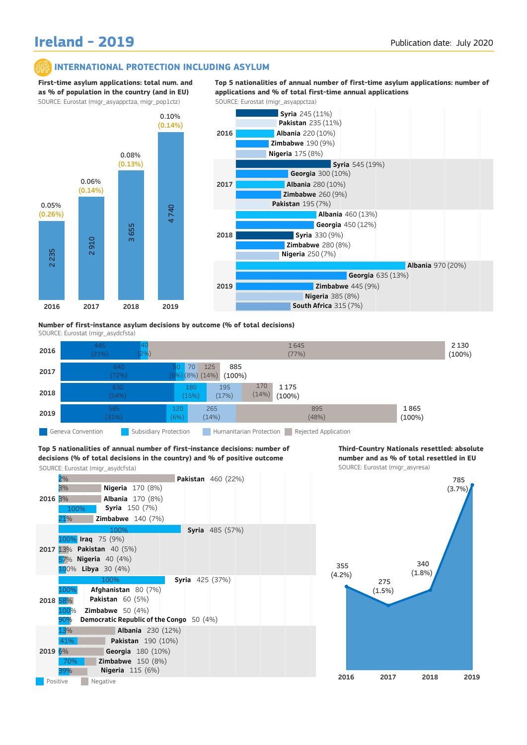# Ireland - 2019

Publication date: July 2020

## INTERNATIONAL PROTECTION INCLUDING ASYLUM

### First-time asylum applications: total num. and as % of population in the country (and in EU)

SOURCE: Eurostat (migr_asyappctza, migr_pop1ctz)

| Year | Applications | % of population | (% in EU) |
|---|---|---|---|
| 2016 | 2 235 | 0.05% | (0.26%) |
| 2017 | 2 910 | 0.06% | (0.14%) |
| 2018 | 3 655 | 0.08% | (0.13%) |
| 2019 | 4 740 | 0.10% | (0.14%) |

### Top 5 nationalities of annual number of first-time asylum applications: number of applications and % of total first-time annual applications

SOURCE: Eurostat (migr_asyappctza)

| Year | Nationality | Applications | % |
|---|---|---|---|
| 2016 | Syria | 245 | (11%) |
| | Pakistan | 235 | (11%) |
| | Albania | 220 | (10%) |
| | Zimbabwe | 190 | (9%) |
| | Nigeria | 175 | (8%) |
| 2017 | Syria | 545 | (19%) |
| | Georgia | 300 | (10%) |
| | Albania | 280 | (10%) |
| | Zimbabwe | 260 | (9%) |
| | Pakistan | 195 | (7%) |
| 2018 | Albania | 460 | (13%) |
| | Georgia | 450 | (12%) |
| | Syria | 330 | (9%) |
| | Zimbabwe | 280 | (8%) |
| | Nigeria | 250 | (7%) |
| 2019 | Albania | 970 | (20%) |
| | Georgia | 635 | (13%) |
| | Zimbabwe | 445 | (9%) |
| | Nigeria | 385 | (8%) |
| | South Africa | 315 | (7%) |

### Number of first-instance asylum decisions by outcome (% of total decisions)

SOURCE: Eurostat (migr_asydcfsta)

| Year | Geneva Convention | Subsidiary Protection | Humanitarian Protection | Rejected Application | Total |
|---|---|---|---|---|---|
| 2016 | 445 (21%) | 40 (2%) | | 1 645 (77%) | 2 130 (100%) |
| 2017 | 640 (72%) | 50 (6%) | 70 (8%) | 125 (14%) | 885 (100%) |
| 2018 | 630 (54%) | 180 (15%) | 195 (17%) | 170 (14%) | 1 175 (100%) |
| 2019 | 585 (31%) | 120 (6%) | 265 (14%) | 895 (48%) | 1 865 (100%) |

### Top 5 nationalities of annual number of first-instance decisions: number of decisions (% of total decisions in the country) and % of positive outcome

SOURCE: Eurostat (migr_asydcfsta)

| Year | Nationality | Decisions | % of total | % positive |
|---|---|---|---|---|
| 2016 | Pakistan | 460 | (22%) | 2% |
| | Nigeria | 170 | (8%) | 3% |
| | Albania | 170 | (8%) | 3% |
| | Syria | 150 | (7%) | 100% |
| | Zimbabwe | 140 | (7%) | 21% |
| 2017 | Syria | 485 | (57%) | 100% |
| | Iraq | 75 | (9%) | 100% |
| | Pakistan | 40 | (5%) | 13% |
| | Nigeria | 40 | (4%) | 57% |
| | Libya | 30 | (4%) | 100% |
| 2018 | Syria | 425 | (37%) | 100% |
| | Afghanistan | 80 | (7%) | 100% |
| | Pakistan | 60 | (5%) | 58% |
| | Zimbabwe | 50 | (4%) | 100% |
| | Democratic Republic of the Congo | 50 | (4%) | 90% |
| 2019 | Albania | 230 | (12%) | 13% |
| | Pakistan | 190 | (10%) | 41% |
| | Georgia | 180 | (10%) | 6% |
| | Zimbabwe | 150 | (8%) | 70% |
| | Nigeria | 115 | (6%) | 39% |

Positive / Negative

### Third-Country Nationals resettled: absolute number and as % of total resettled in EU

SOURCE: Eurostat (migr_asyresa)

| Year | Resettled | % of EU total |
|---|---|---|
| 2016 | 355 | (4.2%) |
| 2017 | 275 | (1.5%) |
| 2018 | 340 | (1.8%) |
| 2019 | 785 | (3.7%) |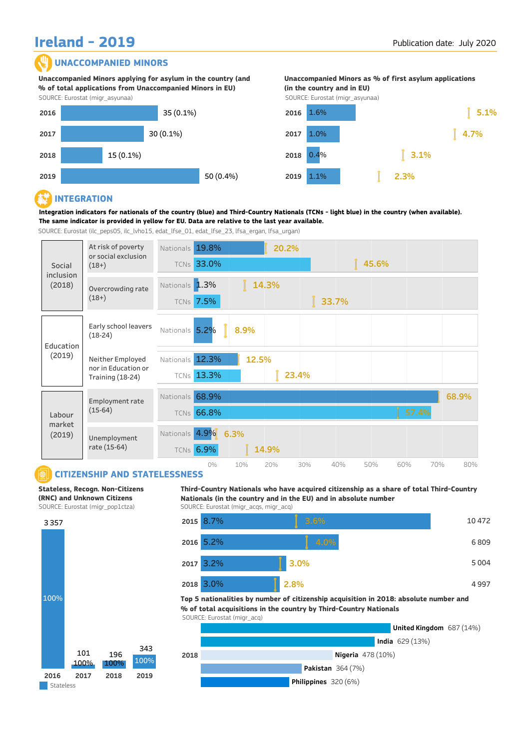# Ireland - 2019

Publication date: July 2020

## UNACCOMPANIED MINORS

**Unaccompanied Minors applying for asylum in the country (and % of total applications from Unaccompanied Minors in EU)**

SOURCE: Eurostat (migr_asyunaa)

| Year | Number (% of EU) |
|---|---|
| 2016 | 35 (0.1%) |
| 2017 | 30 (0.1%) |
| 2018 | 15 (0.1%) |
| 2019 | 50 (0.4%) |

**Unaccompanied Minors as % of first asylum applications (in the country and in EU)**

SOURCE: Eurostat (migr_asyunaa)

| Year | Country | EU |
|---|---|---|
| 2016 | 1.6% | 5.1% |
| 2017 | 1.0% | 4.7% |
| 2018 | 0.4% | 3.1% |
| 2019 | 1.1% | 2.3% |

## INTEGRATION

**Integration indicators for nationals of the country (blue) and Third-Country Nationals (TCNs - light blue) in the country (when available). The same indicator is provided in yellow for EU. Data are relative to the last year available.**

SOURCE: Eurostat (ilc_peps05, ilc_lvho15, edat_lfse_01, edat_lfse_23, lfsa_ergan, lfsa_urgan)

| Area | Indicator | Group | Country | EU |
|---|---|---|---|---|
| Social inclusion (2018) | At risk of poverty or social exclusion (18+) | Nationals | 19.8% | 20.2% |
| | | TCNs | 33.0% | 45.6% |
| | Overcrowding rate (18+) | Nationals | 1.3% | 14.3% |
| | | TCNs | 7.5% | 33.7% |
| Education (2019) | Early school leavers (18-24) | Nationals | 5.2% | 8.9% |
| | Neither Employed nor in Education or Training (18-24) | Nationals | 12.3% | 12.5% |
| | | TCNs | 13.3% | 23.4% |
| Labour market (2019) | Employment rate (15-64) | Nationals | 68.9% | 68.9% |
| | | TCNs | 66.8% | 57.4% |
| | Unemployment rate (15-64) | Nationals | 4.9% | 6.3% |
| | | TCNs | 6.9% | 14.9% |

## CITIZENSHIP AND STATELESSNESS

**Stateless, Recogn. Non-Citizens (RNC) and Unknown Citizens**

SOURCE: Eurostat (migr_pop1ctza)

| Year | Total | Stateless |
|---|---|---|
| 2016 | 3 357 | 100% |
| 2017 | 101 | 100% |
| 2018 | 196 | 100% |
| 2019 | 343 | 100% |

**Third-Country Nationals who have acquired citizenship as a share of total Third-Country Nationals (in the country and in the EU) and in absolute number**

SOURCE: Eurostat (migr_acqs, migr_acq)

| Year | Country | EU | Absolute number |
|---|---|---|---|
| 2015 | 8.7% | 3.6% | 10 472 |
| 2016 | 5.2% | 4.0% | 6 809 |
| 2017 | 3.2% | 3.0% | 5 004 |
| 2018 | 3.0% | 2.8% | 4 997 |

**Top 5 nationalities by number of citizenship acquisition in 2018: absolute number and % of total acquisitions in the country by Third-Country Nationals**

SOURCE: Eurostat (migr_acq)

| Nationality (2018) | Number (%) |
|---|---|
| United Kingdom | 687 (14%) |
| India | 629 (13%) |
| Nigeria | 478 (10%) |
| Pakistan | 364 (7%) |
| Philippines | 320 (6%) |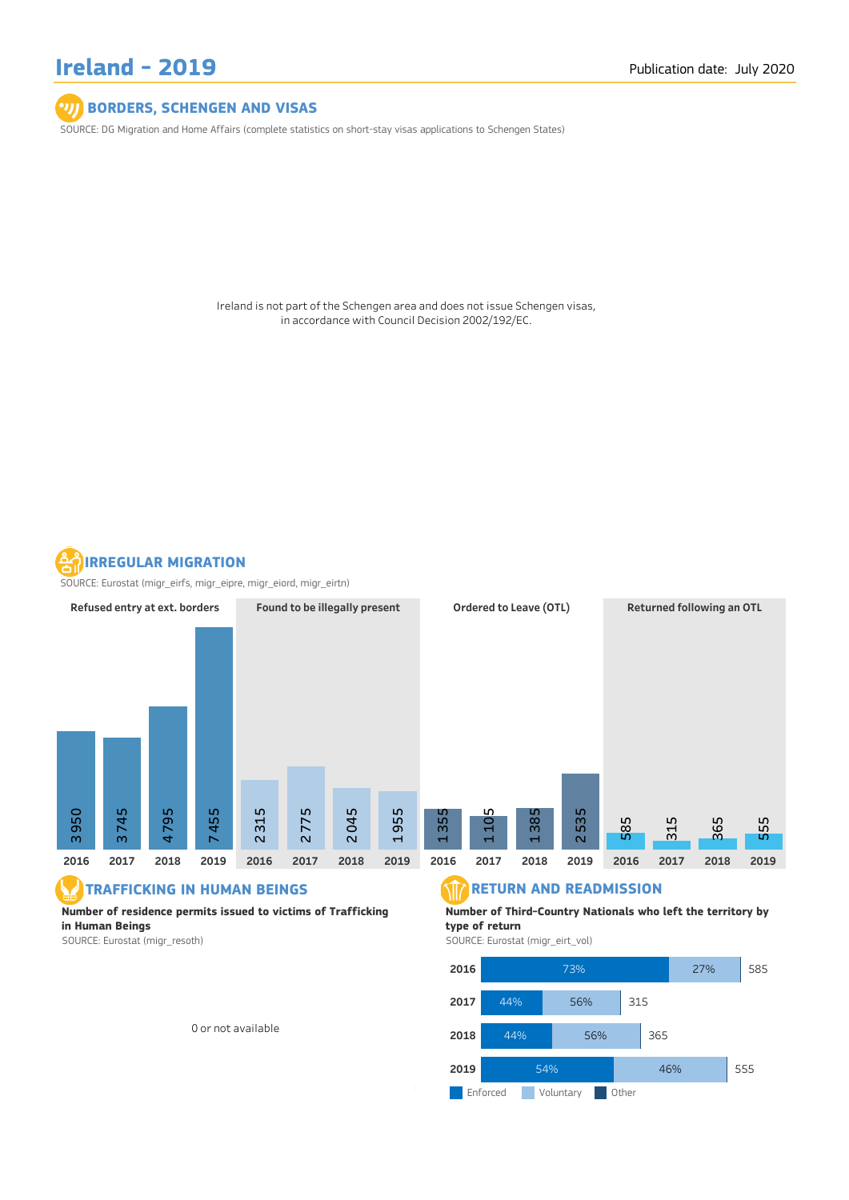# Ireland - 2019

Publication date: July 2020

## BORDERS, SCHENGEN AND VISAS

SOURCE: DG Migration and Home Affairs (complete statistics on short-stay visas applications to Schengen States)

Ireland is not part of the Schengen area and does not issue Schengen visas, in accordance with Council Decision 2002/192/EC.

## IRREGULAR MIGRATION

SOURCE: Eurostat (migr_eirfs, migr_eipre, migr_eiord, migr_eirtn)

Refused entry at ext. borders

3 950
3 745
4 795
7 455

2016 2017 2018 2019

Found to be illegally present

2 315
2 775
2 045
1 955

2016 2017 2018 2019

Ordered to Leave (OTL)

1 355
1 105
1 385
2 535

2016 2017 2018 2019

Returned following an OTL

585
315
365
555

2016 2017 2018 2019

## TRAFFICKING IN HUMAN BEINGS

**Number of residence permits issued to victims of Trafficking in Human Beings**

SOURCE: Eurostat (migr_resoth)

0 or not available

## RETURN AND READMISSION

**Number of Third-Country Nationals who left the territory by type of return**

SOURCE: Eurostat (migr_eirt_vol)

2016: 73% 27% 585

2017: 44% 56% 315

2018: 44% 56% 365

2019: 54% 46% 555

Enforced Voluntary Other